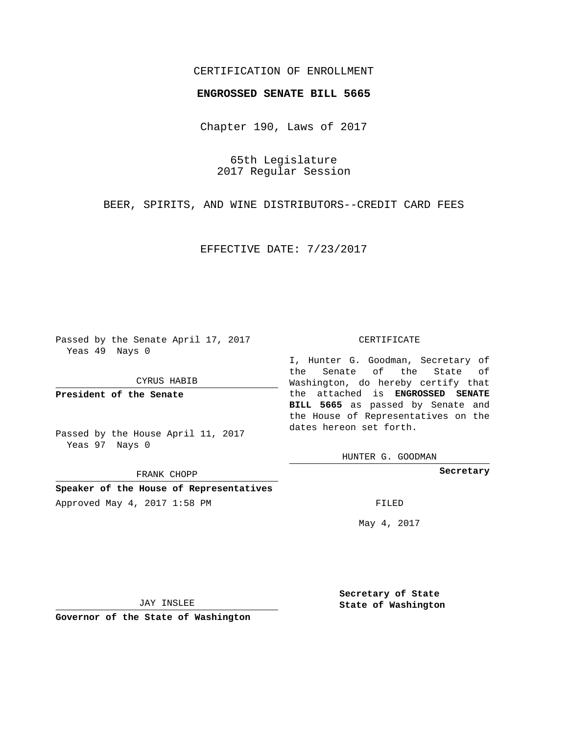CERTIFICATION OF ENROLLMENT

**ENGROSSED SENATE BILL 5665**

Chapter 190, Laws of 2017

65th Legislature
2017 Regular Session

BEER, SPIRITS, AND WINE DISTRIBUTORS--CREDIT CARD FEES

EFFECTIVE DATE: 7/23/2017

Passed by the Senate April 17, 2017
Yeas 49 Nays 0

CYRUS HABIB

**President of the Senate**

Passed by the House April 11, 2017
Yeas 97 Nays 0

FRANK CHOPP

**Speaker of the House of Representatives**

Approved May 4, 2017 1:58 PM

JAY INSLEE

**Governor of the State of Washington**

CERTIFICATE

I, Hunter G. Goodman, Secretary of the Senate of the State of Washington, do hereby certify that the attached is **ENGROSSED SENATE BILL 5665** as passed by Senate and the House of Representatives on the dates hereon set forth.

HUNTER G. GOODMAN

**Secretary**

FILED

May 4, 2017

**Secretary of State
State of Washington**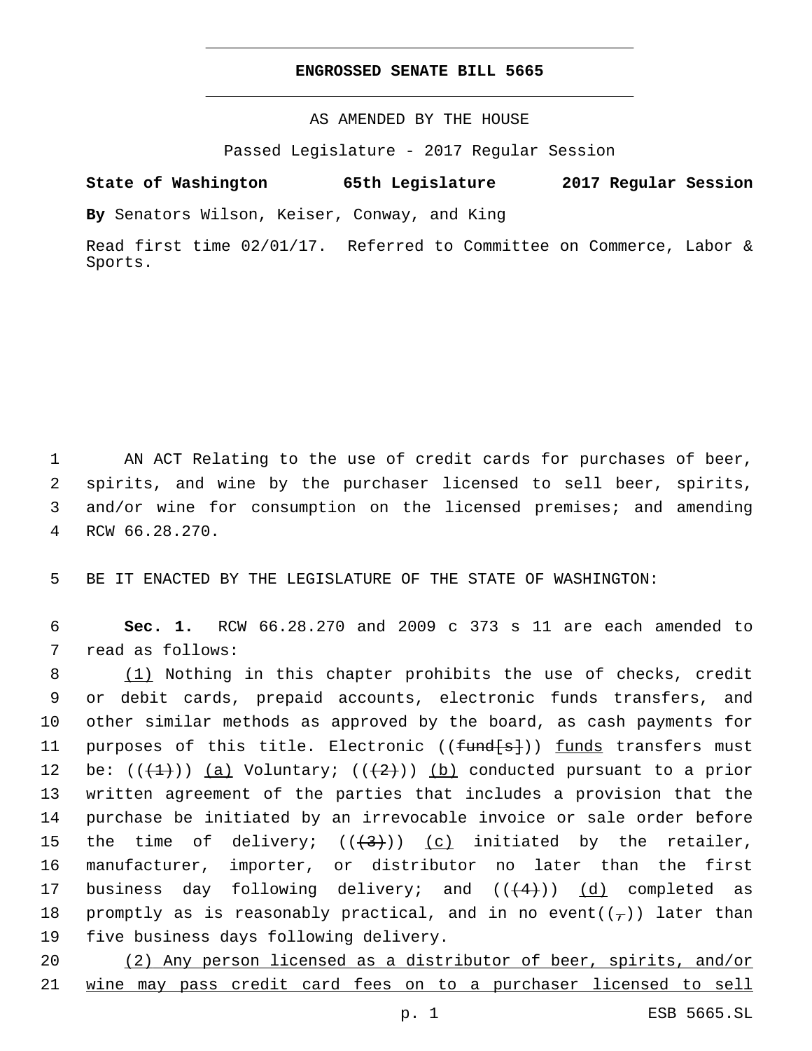**ENGROSSED SENATE BILL 5665**

AS AMENDED BY THE HOUSE

Passed Legislature - 2017 Regular Session

**State of Washington 65th Legislature 2017 Regular Session**

**By** Senators Wilson, Keiser, Conway, and King

Read first time 02/01/17. Referred to Committee on Commerce, Labor & Sports.

AN ACT Relating to the use of credit cards for purchases of beer, spirits, and wine by the purchaser licensed to sell beer, spirits, and/or wine for consumption on the licensed premises; and amending RCW 66.28.270.

BE IT ENACTED BY THE LEGISLATURE OF THE STATE OF WASHINGTON:

**Sec. 1.** RCW 66.28.270 and 2009 c 373 s 11 are each amended to read as follows:

<u>(1)</u> Nothing in this chapter prohibits the use of checks, credit or debit cards, prepaid accounts, electronic funds transfers, and other similar methods as approved by the board, as cash payments for purposes of this title. Electronic ((~~fund[s]~~)) <u>funds</u> transfers must be: ((~~(1)~~)) <u>(a)</u> Voluntary; ((~~(2)~~)) <u>(b)</u> conducted pursuant to a prior written agreement of the parties that includes a provision that the purchase be initiated by an irrevocable invoice or sale order before the time of delivery; ((~~(3)~~)) <u>(c)</u> initiated by the retailer, manufacturer, importer, or distributor no later than the first business day following delivery; and ((~~(4)~~)) <u>(d)</u> completed as promptly as is reasonably practical, and in no event((~~,~~)) later than five business days following delivery.

<u>(2) Any person licensed as a distributor of beer, spirits, and/or wine may pass credit card fees on to a purchaser licensed to sell</u>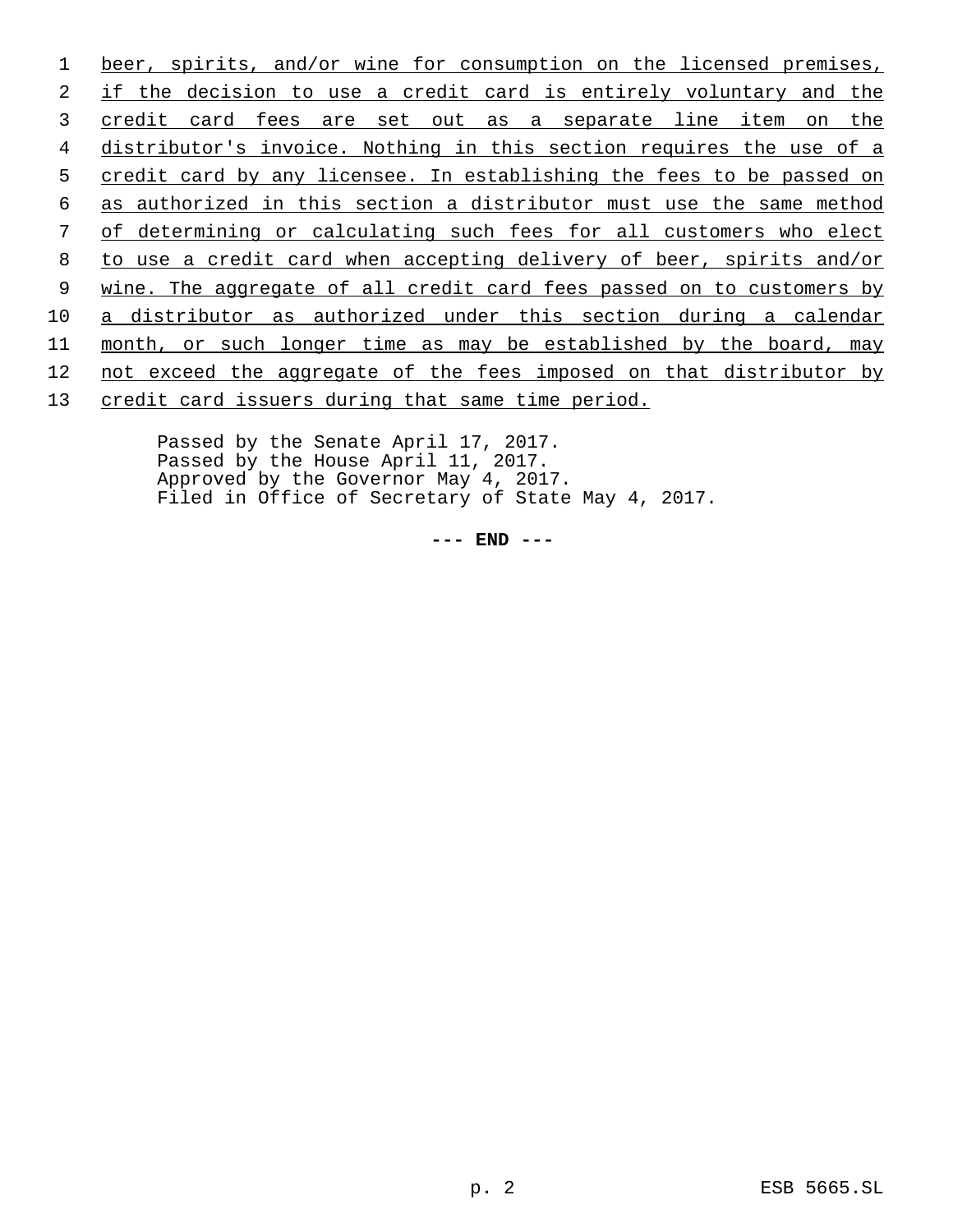beer, spirits, and/or wine for consumption on the licensed premises, if the decision to use a credit card is entirely voluntary and the credit card fees are set out as a separate line item on the distributor's invoice. Nothing in this section requires the use of a credit card by any licensee. In establishing the fees to be passed on as authorized in this section a distributor must use the same method of determining or calculating such fees for all customers who elect to use a credit card when accepting delivery of beer, spirits and/or wine. The aggregate of all credit card fees passed on to customers by a distributor as authorized under this section during a calendar month, or such longer time as may be established by the board, may not exceed the aggregate of the fees imposed on that distributor by credit card issuers during that same time period.

Passed by the Senate April 17, 2017.
Passed by the House April 11, 2017.
Approved by the Governor May 4, 2017.
Filed in Office of Secretary of State May 4, 2017.

**--- END ---**